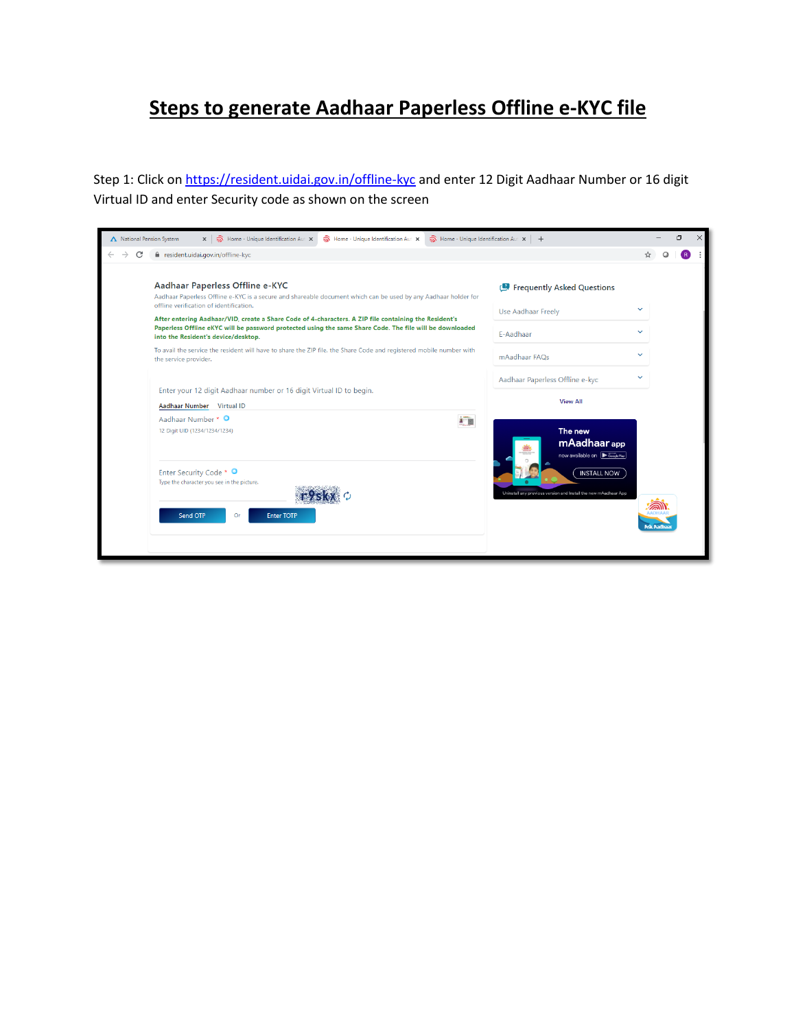# Steps to generate Aadhaar Paperless Offline e-KYC file

Step 1: Click on [https://resident.uidai.gov.in/offline-kyc](https://resident.uidai.gov.in/offline-kyc) and enter 12 Digit Aadhaar Number or 16 digit Virtual ID and enter Security code as shown on the screen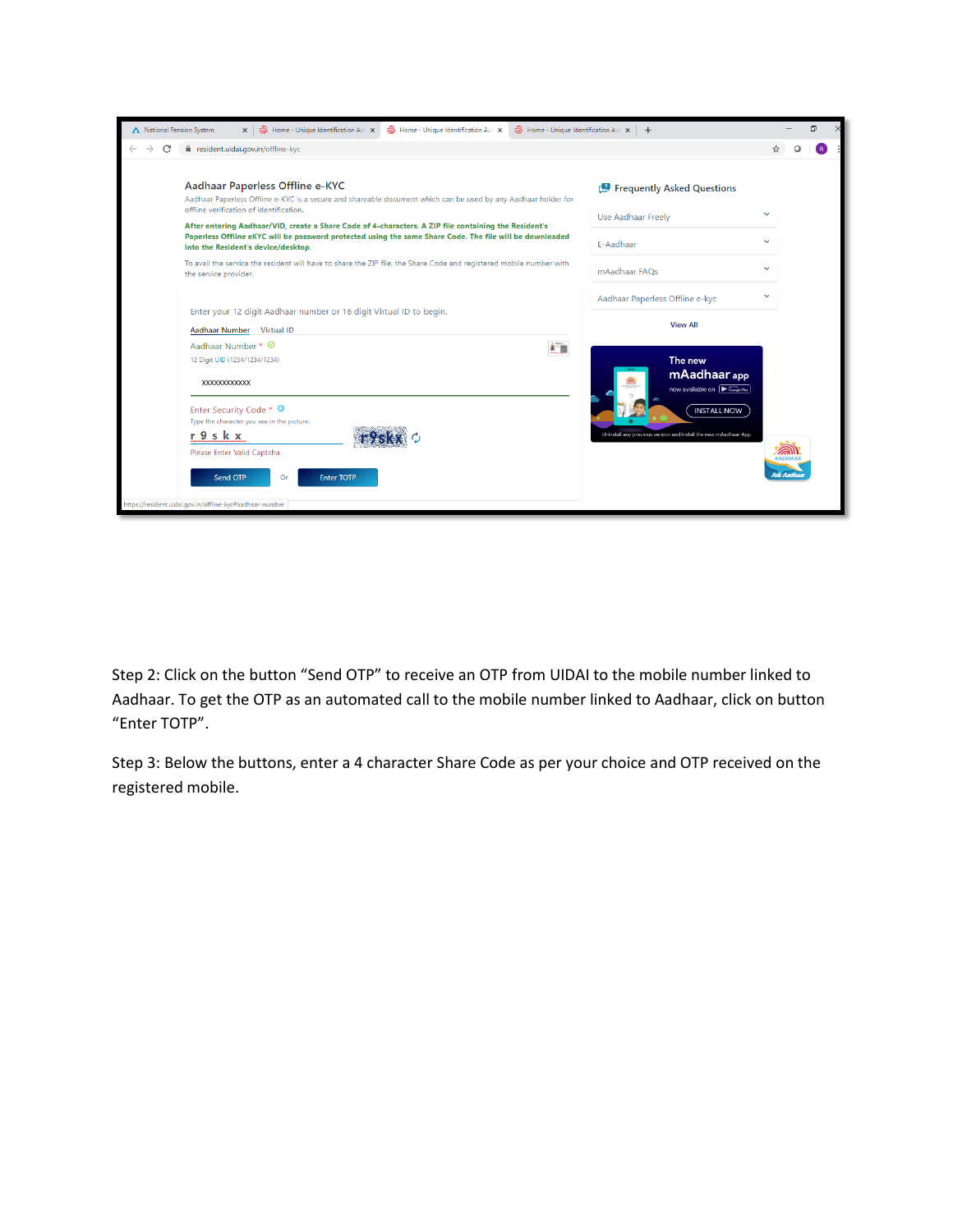Step 2: Click on the button “Send OTP” to receive an OTP from UIDAI to the mobile number linked to Aadhaar. To get the OTP as an automated call to the mobile number linked to Aadhaar, click on button “Enter TOTP”.

Step 3: Below the buttons, enter a 4 character Share Code as per your choice and OTP received on the registered mobile.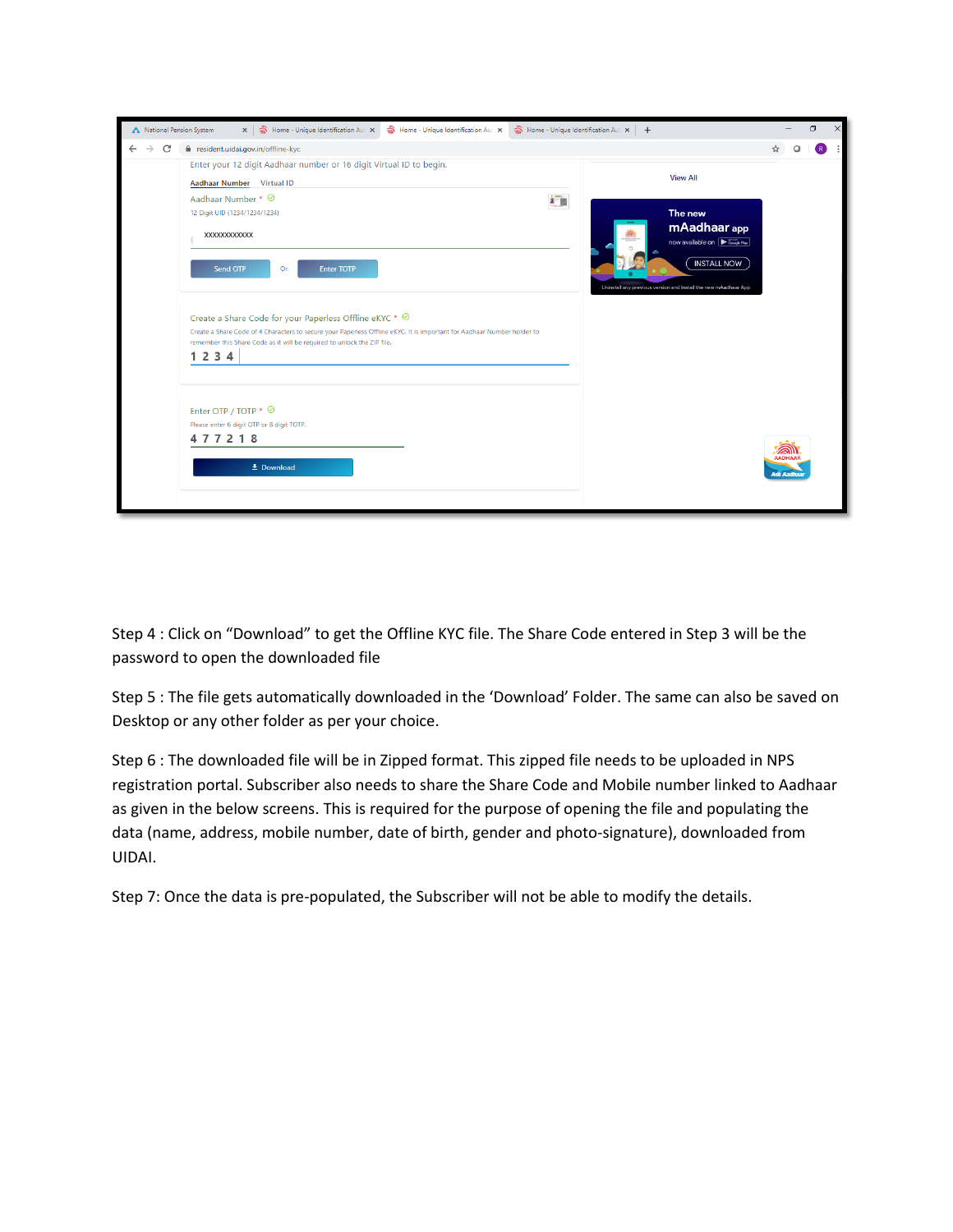Step 4 : Click on “Download” to get the Offline KYC file. The Share Code entered in Step 3 will be the password to open the downloaded file

Step 5 : The file gets automatically downloaded in the ‘Download’ Folder. The same can also be saved on Desktop or any other folder as per your choice.

Step 6 : The downloaded file will be in Zipped format. This zipped file needs to be uploaded in NPS registration portal. Subscriber also needs to share the Share Code and Mobile number linked to Aadhaar as given in the below screens. This is required for the purpose of opening the file and populating the data (name, address, mobile number, date of birth, gender and photo-signature), downloaded from UIDAI.

Step 7: Once the data is pre-populated, the Subscriber will not be able to modify the details.